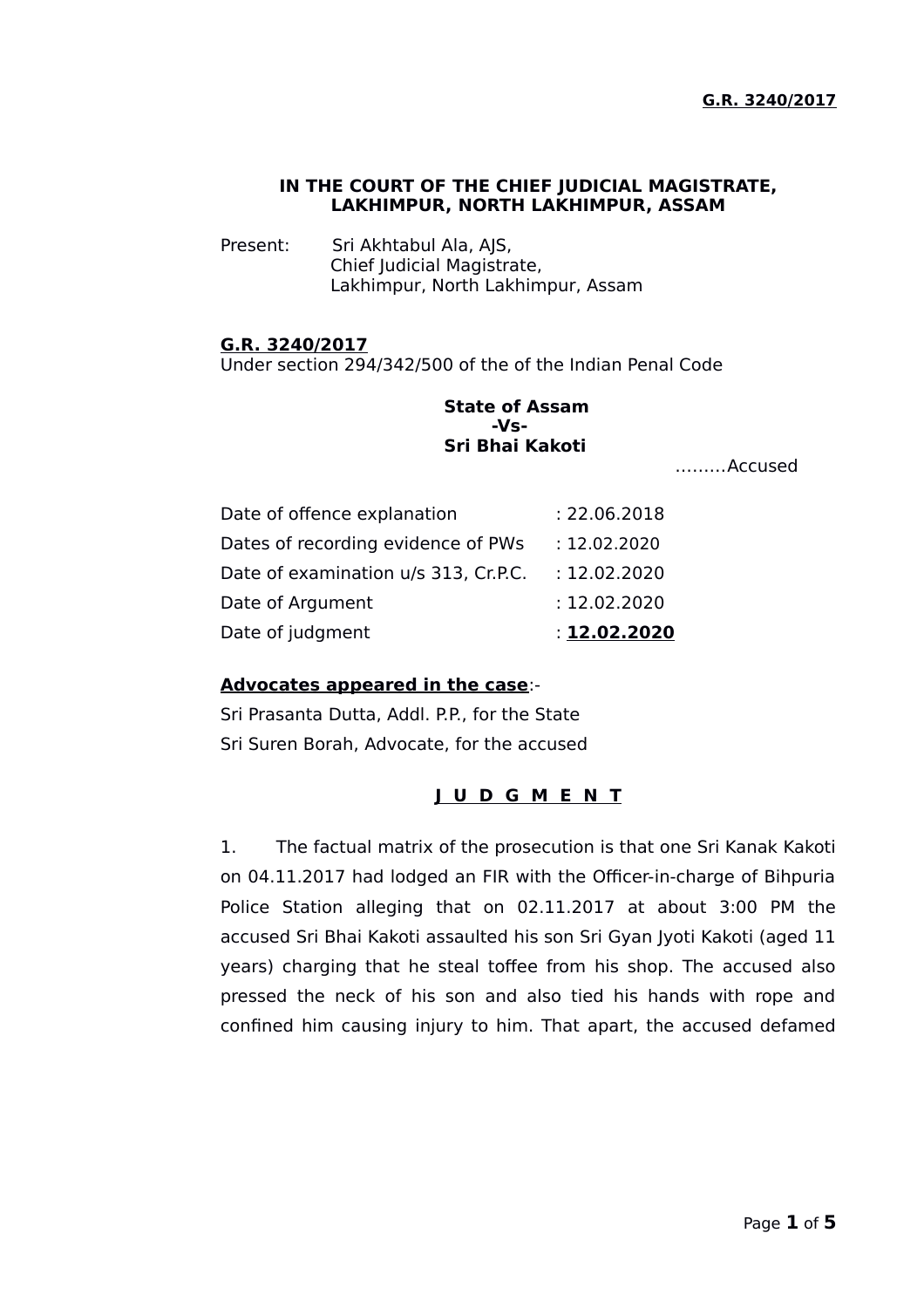IN THE COURT OF THE CHIEF JUDICIAL MAGISTRATE,
LAKHIMPUR, NORTH LAKHIMPUR, ASSAM

Present: Sri Akhtabul Ala, AJS,
Chief Judicial Magistrate,
Lakhimpur, North Lakhimpur, Assam

**G.R. 3240/2017**
Under section 294/342/500 of the of the Indian Penal Code

**State of Assam**
**-Vs-**
**Sri Bhai Kakoti**
………Accused

| | |
|---|---|
| Date of offence explanation | : 22.06.2018 |
| Dates of recording evidence of PWs | : 12.02.2020 |
| Date of examination u/s 313, Cr.P.C. | : 12.02.2020 |
| Date of Argument | : 12.02.2020 |
| Date of judgment | : **12.02.2020** |

**Advocates appeared in the case**:-
Sri Prasanta Dutta, Addl. P.P., for the State
Sri Suren Borah, Advocate, for the accused

**J U D G M E N T**

1. The factual matrix of the prosecution is that one Sri Kanak Kakoti on 04.11.2017 had lodged an FIR with the Officer-in-charge of Bihpuria Police Station alleging that on 02.11.2017 at about 3:00 PM the accused Sri Bhai Kakoti assaulted his son Sri Gyan Jyoti Kakoti (aged 11 years) charging that he steal toffee from his shop. The accused also pressed the neck of his son and also tied his hands with rope and confined him causing injury to him. That apart, the accused defamed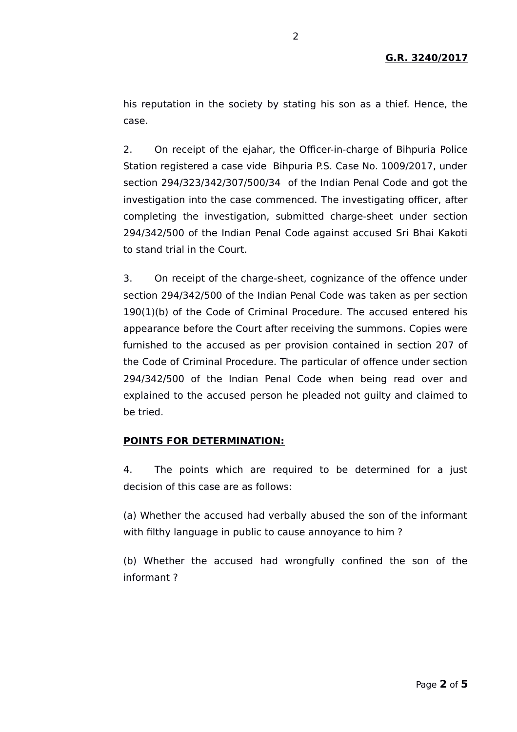his reputation in the society by stating his son as a thief. Hence, the case.

2. On receipt of the ejahar, the Officer-in-charge of Bihpuria Police Station registered a case vide Bihpuria P.S. Case No. 1009/2017, under section 294/323/342/307/500/34 of the Indian Penal Code and got the investigation into the case commenced. The investigating officer, after completing the investigation, submitted charge-sheet under section 294/342/500 of the Indian Penal Code against accused Sri Bhai Kakoti to stand trial in the Court.

3. On receipt of the charge-sheet, cognizance of the offence under section 294/342/500 of the Indian Penal Code was taken as per section 190(1)(b) of the Code of Criminal Procedure. The accused entered his appearance before the Court after receiving the summons. Copies were furnished to the accused as per provision contained in section 207 of the Code of Criminal Procedure. The particular of offence under section 294/342/500 of the Indian Penal Code when being read over and explained to the accused person he pleaded not guilty and claimed to be tried.

**POINTS FOR DETERMINATION:**

4. The points which are required to be determined for a just decision of this case are as follows:

(a) Whether the accused had verbally abused the son of the informant with filthy language in public to cause annoyance to him ?

(b) Whether the accused had wrongfully confined the son of the informant ?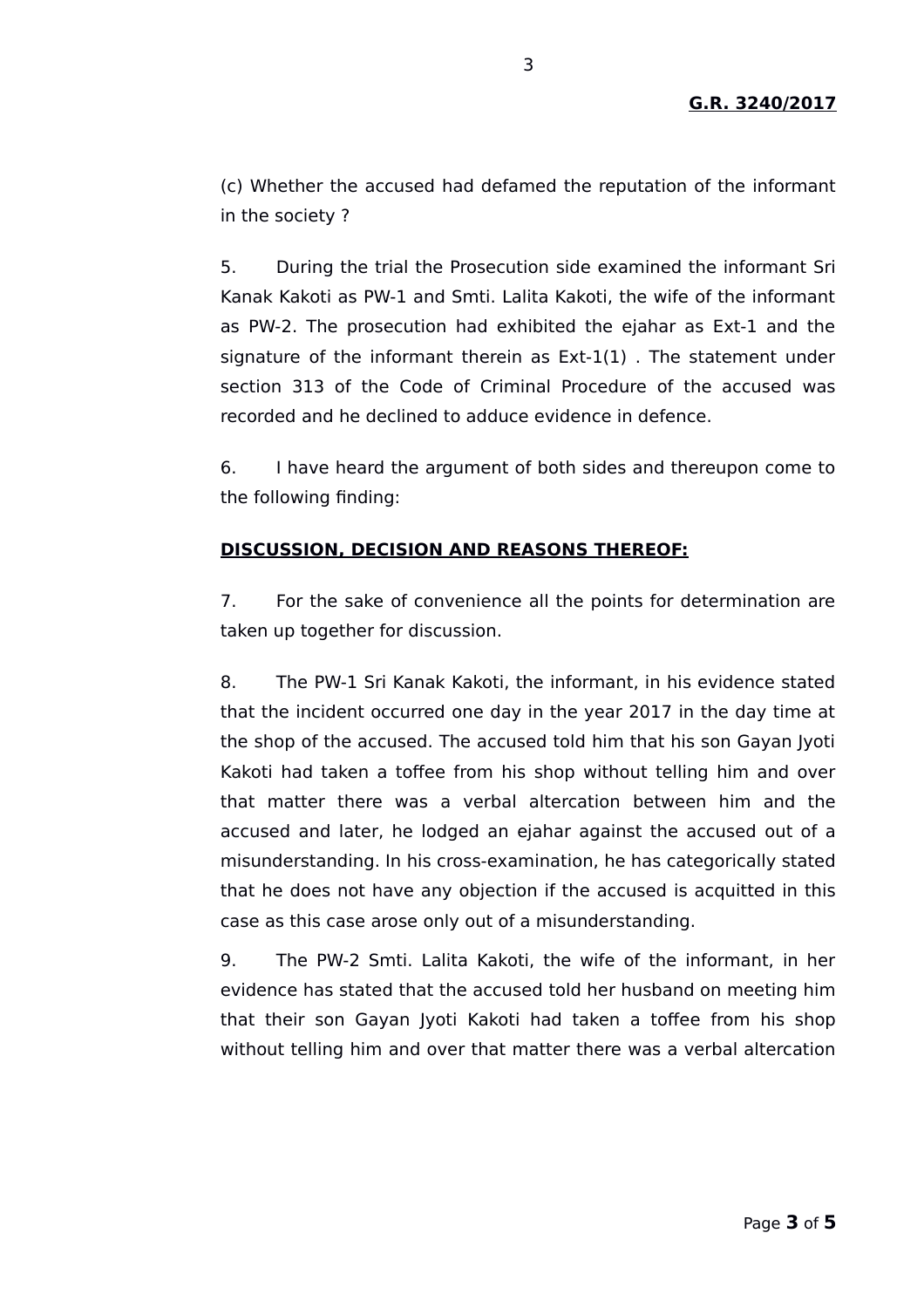(c) Whether the accused had defamed the reputation of the informant in the society ?

5. During the trial the Prosecution side examined the informant Sri Kanak Kakoti as PW-1 and Smti. Lalita Kakoti, the wife of the informant as PW-2. The prosecution had exhibited the ejahar as Ext-1 and the signature of the informant therein as Ext-1(1) . The statement under section 313 of the Code of Criminal Procedure of the accused was recorded and he declined to adduce evidence in defence.

6. I have heard the argument of both sides and thereupon come to the following finding:

**DISCUSSION, DECISION AND REASONS THEREOF:**

7. For the sake of convenience all the points for determination are taken up together for discussion.

8. The PW-1 Sri Kanak Kakoti, the informant, in his evidence stated that the incident occurred one day in the year 2017 in the day time at the shop of the accused. The accused told him that his son Gayan Jyoti Kakoti had taken a toffee from his shop without telling him and over that matter there was a verbal altercation between him and the accused and later, he lodged an ejahar against the accused out of a misunderstanding. In his cross-examination, he has categorically stated that he does not have any objection if the accused is acquitted in this case as this case arose only out of a misunderstanding.

9. The PW-2 Smti. Lalita Kakoti, the wife of the informant, in her evidence has stated that the accused told her husband on meeting him that their son Gayan Jyoti Kakoti had taken a toffee from his shop without telling him and over that matter there was a verbal altercation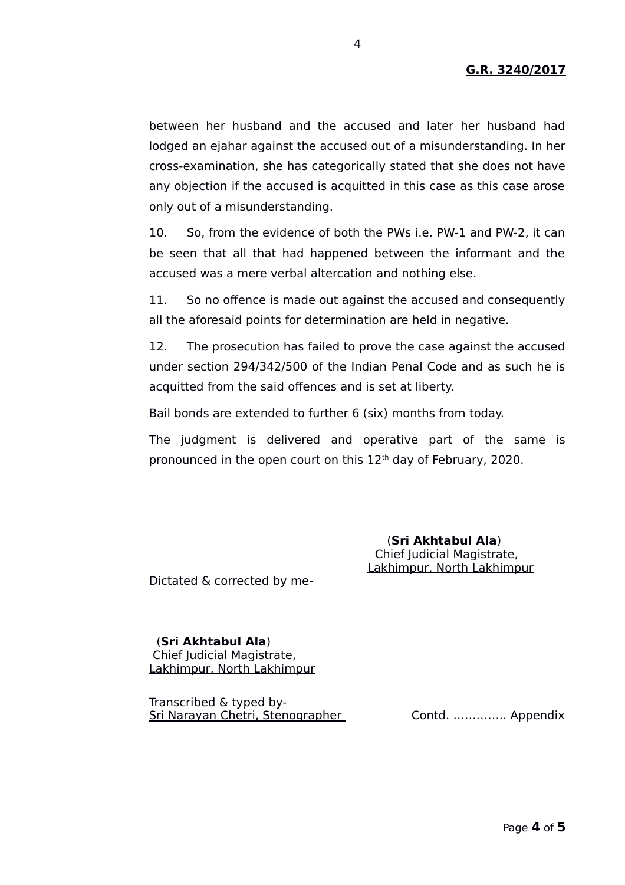between her husband and the accused and later her husband had lodged an ejahar against the accused out of a misunderstanding. In her cross-examination, she has categorically stated that she does not have any objection if the accused is acquitted in this case as this case arose only out of a misunderstanding.

10. So, from the evidence of both the PWs i.e. PW-1 and PW-2, it can be seen that all that had happened between the informant and the accused was a mere verbal altercation and nothing else.

11. So no offence is made out against the accused and consequently all the aforesaid points for determination are held in negative.

12. The prosecution has failed to prove the case against the accused under section 294/342/500 of the Indian Penal Code and as such he is acquitted from the said offences and is set at liberty.

Bail bonds are extended to further 6 (six) months from today.

The judgment is delivered and operative part of the same is pronounced in the open court on this 12th day of February, 2020.

(**Sri Akhtabul Ala**)
Chief Judicial Magistrate,
Lakhimpur, North Lakhimpur

Dictated & corrected by me-

(**Sri Akhtabul Ala**)
Chief Judicial Magistrate,
Lakhimpur, North Lakhimpur

Transcribed & typed by-
Sri Narayan Chetri, Stenographer

Contd. ………….. Appendix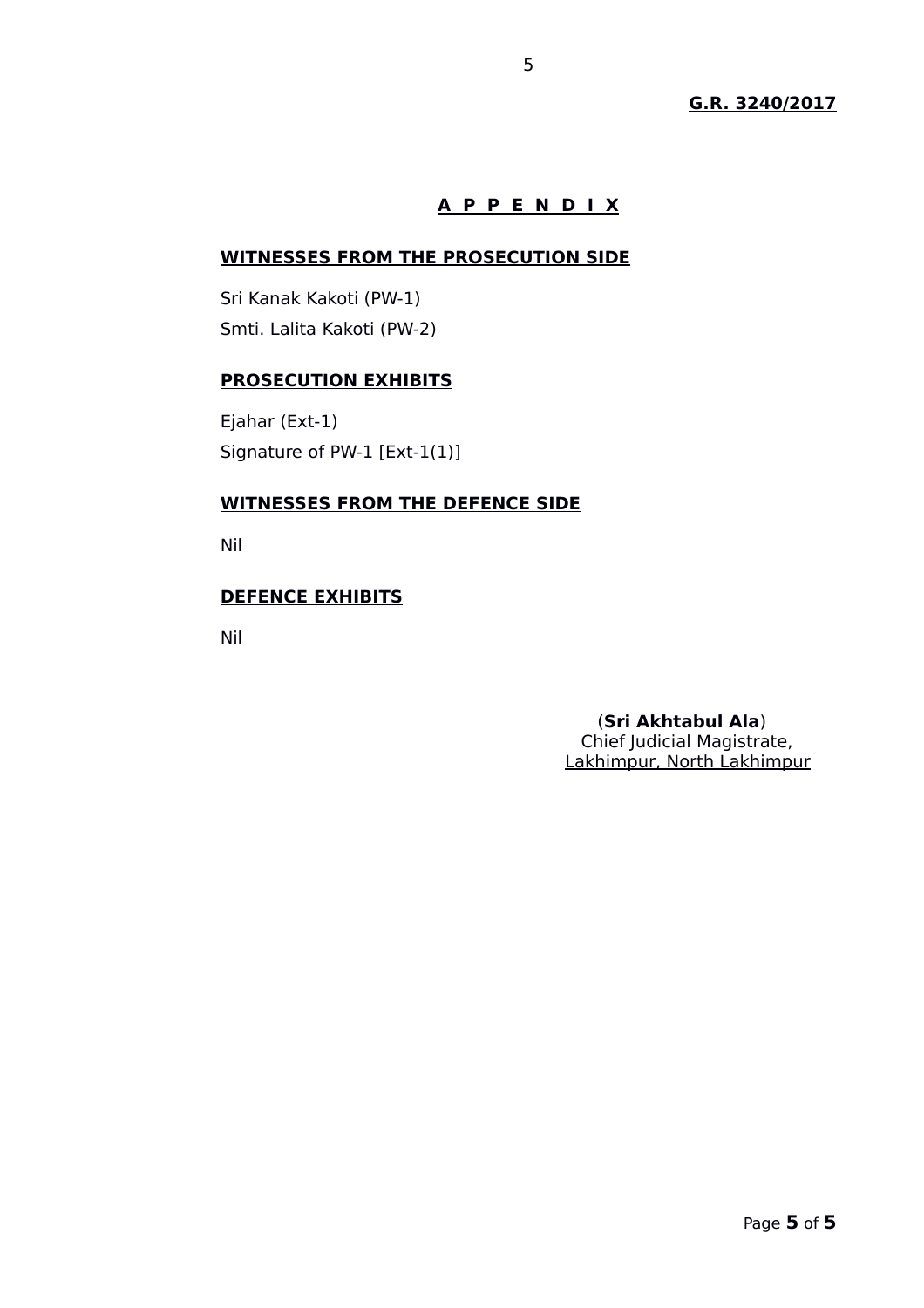# A P P E N D I X

## WITNESSES FROM THE PROSECUTION SIDE

Sri Kanak Kakoti (PW-1)

Smti. Lalita Kakoti (PW-2)

## PROSECUTION EXHIBITS

Ejahar (Ext-1)

Signature of PW-1 [Ext-1(1)]

## WITNESSES FROM THE DEFENCE SIDE

Nil

## DEFENCE EXHIBITS

Nil

(**Sri Akhtabul Ala**)
Chief Judicial Magistrate,
Lakhimpur, North Lakhimpur